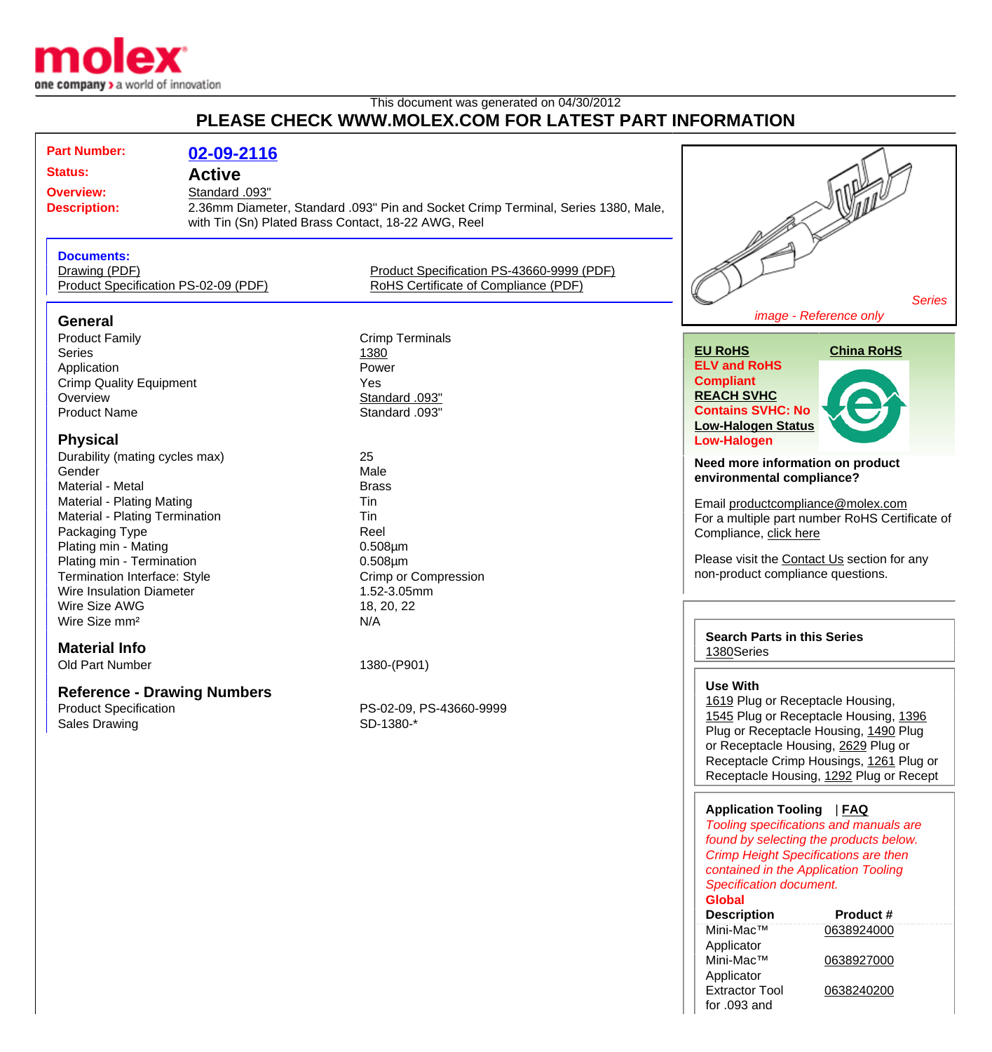This document was generated on 04/30/2012

# PLEASE CHECK WWW.MOLEX.COM FOR LATEST PART INFORMATION

| | |
|---|---|
| **Part Number:** | **02-09-2116** |
| **Status:** | **Active** |
| **Overview:** | Standard .093" |
| **Description:** | 2.36mm Diameter, Standard .093" Pin and Socket Crimp Terminal, Series 1380, Male, with Tin (Sn) Plated Brass Contact, 18-22 AWG, Reel |

**Documents:**

- Drawing (PDF)
- Product Specification PS-02-09 (PDF)
- Product Specification PS-43660-9999 (PDF)
- RoHS Certificate of Compliance (PDF)

*Series image - Reference only*

## General

| | |
|---|---|
| Product Family | Crimp Terminals |
| Series | 1380 |
| Application | Power |
| Crimp Quality Equipment | Yes |
| Overview | Standard .093" |
| Product Name | Standard .093" |

## Physical

| | |
|---|---|
| Durability (mating cycles max) | 25 |
| Gender | Male |
| Material - Metal | Brass |
| Material - Plating Mating | Tin |
| Material - Plating Termination | Tin |
| Packaging Type | Reel |
| Plating min - Mating | 0.508µm |
| Plating min - Termination | 0.508µm |
| Termination Interface: Style | Crimp or Compression |
| Wire Insulation Diameter | 1.52-3.05mm |
| Wire Size AWG | 18, 20, 22 |
| Wire Size mm² | N/A |

## Material Info

| | |
|---|---|
| Old Part Number | 1380-(P901) |

## Reference - Drawing Numbers

| | |
|---|---|
| Product Specification | PS-02-09, PS-43660-9999 |
| Sales Drawing | SD-1380-* |

**EU RoHS**
**ELV and RoHS Compliant**
**REACH SVHC**
**Contains SVHC: No**
**Low-Halogen Status**
**Low-Halogen**

**China RoHS**

**Need more information on product environmental compliance?**

Email productcompliance@molex.com
For a multiple part number RoHS Certificate of Compliance, click here

Please visit the Contact Us section for any non-product compliance questions.

**Search Parts in this Series**
1380Series

**Use With**
1619 Plug or Receptacle Housing, 1545 Plug or Receptacle Housing, 1396 Plug or Receptacle Housing, 1490 Plug or Receptacle Housing, 2629 Plug or Receptacle Crimp Housings, 1261 Plug or Receptacle Housing, 1292 Plug or Recept

**Application Tooling** | **FAQ**

*Tooling specifications and manuals are found by selecting the products below. Crimp Height Specifications are then contained in the Application Tooling Specification document.*

**Global**

| Description | Product # |
|---|---|
| Mini-Mac™ Applicator | 0638924000 |
| Mini-Mac™ Applicator | 0638927000 |
| Extractor Tool for .093 and | 0638240200 |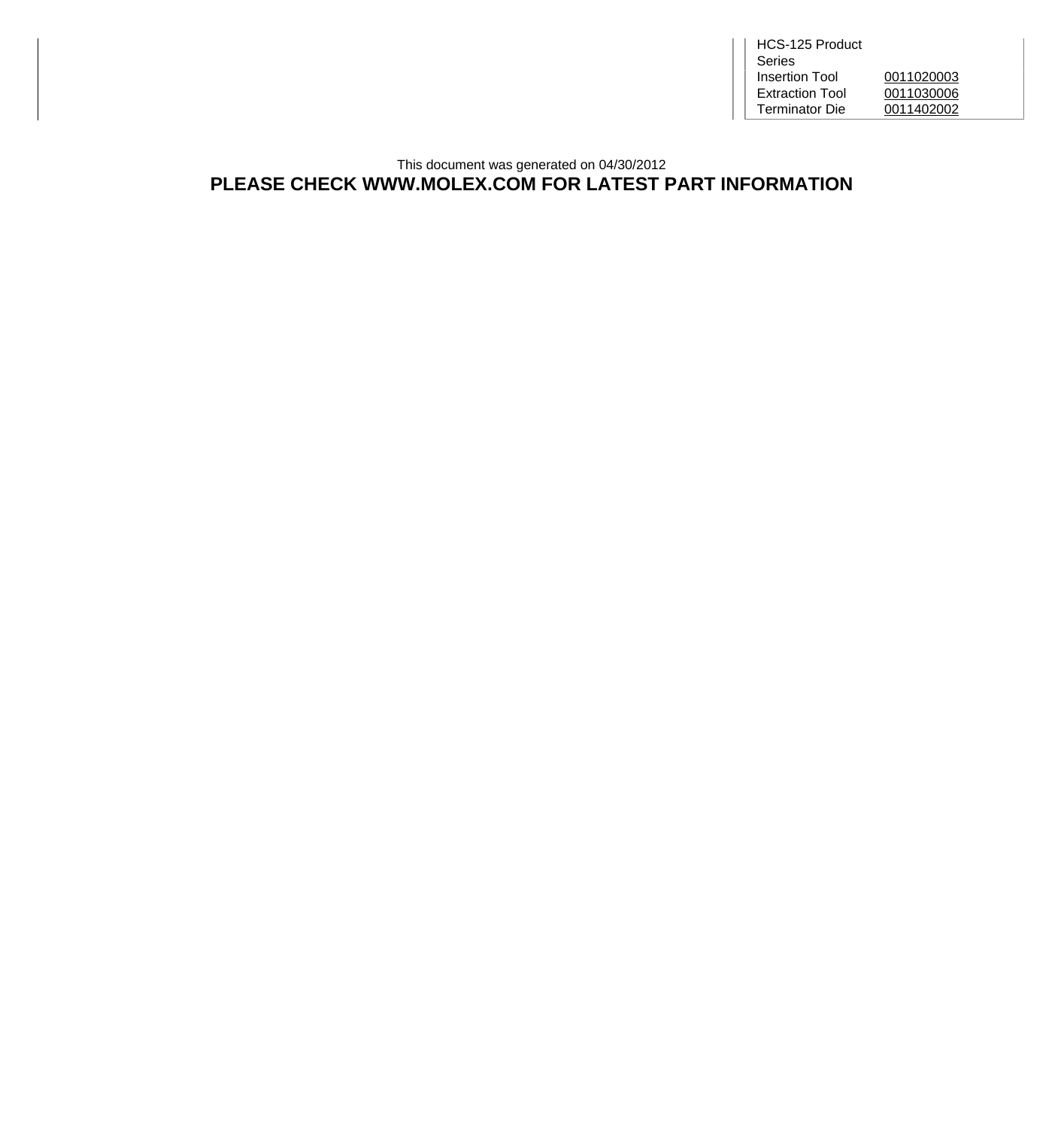| | |
|---|---|
| HCS-125 Product Series | |
| Insertion Tool | 0011020003 |
| Extraction Tool | 0011030006 |
| Terminator Die | 0011402002 |

This document was generated on 04/30/2012

**PLEASE CHECK WWW.MOLEX.COM FOR LATEST PART INFORMATION**